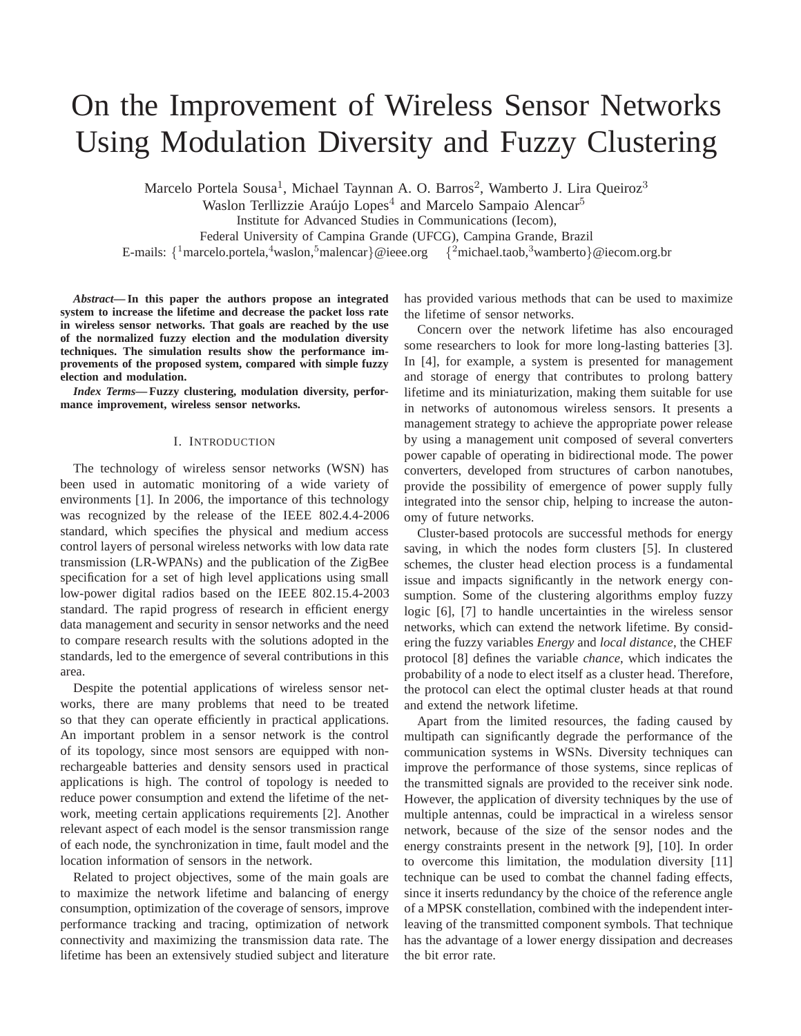# On the Improvement of Wireless Sensor Networks Using Modulation Diversity and Fuzzy Clustering

Marcelo Portela Sousa[1], Michael Taynnan A. O. Barros[2], Wamberto J. Lira Queiroz[3]
Waslon Terllizzie Araújo Lopes[4] and Marcelo Sampaio Alencar[5]
Institute for Advanced Studies in Communications (Iecom),
Federal University of Campina Grande (UFCG), Campina Grande, Brazil
E-mails: {[1]marcelo.portela,[4]waslon,[5]malencar}@ieee.org {[2]michael.taob,[3]wamberto}@iecom.org.br

***Abstract*— In this paper the authors propose an integrated system to increase the lifetime and decrease the packet loss rate in wireless sensor networks. That goals are reached by the use of the normalized fuzzy election and the modulation diversity techniques. The simulation results show the performance improvements of the proposed system, compared with simple fuzzy election and modulation.**

***Index Terms*— Fuzzy clustering, modulation diversity, performance improvement, wireless sensor networks.**

## I. Introduction

The technology of wireless sensor networks (WSN) has been used in automatic monitoring of a wide variety of environments [1]. In 2006, the importance of this technology was recognized by the release of the IEEE 802.4.4-2006 standard, which specifies the physical and medium access control layers of personal wireless networks with low data rate transmission (LR-WPANs) and the publication of the ZigBee specification for a set of high level applications using small low-power digital radios based on the IEEE 802.15.4-2003 standard. The rapid progress of research in efficient energy data management and security in sensor networks and the need to compare research results with the solutions adopted in the standards, led to the emergence of several contributions in this area.

Despite the potential applications of wireless sensor networks, there are many problems that need to be treated so that they can operate efficiently in practical applications. An important problem in a sensor network is the control of its topology, since most sensors are equipped with non-rechargeable batteries and density sensors used in practical applications is high. The control of topology is needed to reduce power consumption and extend the lifetime of the network, meeting certain applications requirements [2]. Another relevant aspect of each model is the sensor transmission range of each node, the synchronization in time, fault model and the location information of sensors in the network.

Related to project objectives, some of the main goals are to maximize the network lifetime and balancing of energy consumption, optimization of the coverage of sensors, improve performance tracking and tracing, optimization of network connectivity and maximizing the transmission data rate. The lifetime has been an extensively studied subject and literature has provided various methods that can be used to maximize the lifetime of sensor networks.

Concern over the network lifetime has also encouraged some researchers to look for more long-lasting batteries [3]. In [4], for example, a system is presented for management and storage of energy that contributes to prolong battery lifetime and its miniaturization, making them suitable for use in networks of autonomous wireless sensors. It presents a management strategy to achieve the appropriate power release by using a management unit composed of several converters power capable of operating in bidirectional mode. The power converters, developed from structures of carbon nanotubes, provide the possibility of emergence of power supply fully integrated into the sensor chip, helping to increase the autonomy of future networks.

Cluster-based protocols are successful methods for energy saving, in which the nodes form clusters [5]. In clustered schemes, the cluster head election process is a fundamental issue and impacts significantly in the network energy consumption. Some of the clustering algorithms employ fuzzy logic [6], [7] to handle uncertainties in the wireless sensor networks, which can extend the network lifetime. By considering the fuzzy variables *Energy* and *local distance*, the CHEF protocol [8] defines the variable *chance*, which indicates the probability of a node to elect itself as a cluster head. Therefore, the protocol can elect the optimal cluster heads at that round and extend the network lifetime.

Apart from the limited resources, the fading caused by multipath can significantly degrade the performance of the communication systems in WSNs. Diversity techniques can improve the performance of those systems, since replicas of the transmitted signals are provided to the receiver sink node. However, the application of diversity techniques by the use of multiple antennas, could be impractical in a wireless sensor network, because of the size of the sensor nodes and the energy constraints present in the network [9], [10]. In order to overcome this limitation, the modulation diversity [11] technique can be used to combat the channel fading effects, since it inserts redundancy by the choice of the reference angle of a MPSK constellation, combined with the independent interleaving of the transmitted component symbols. That technique has the advantage of a lower energy dissipation and decreases the bit error rate.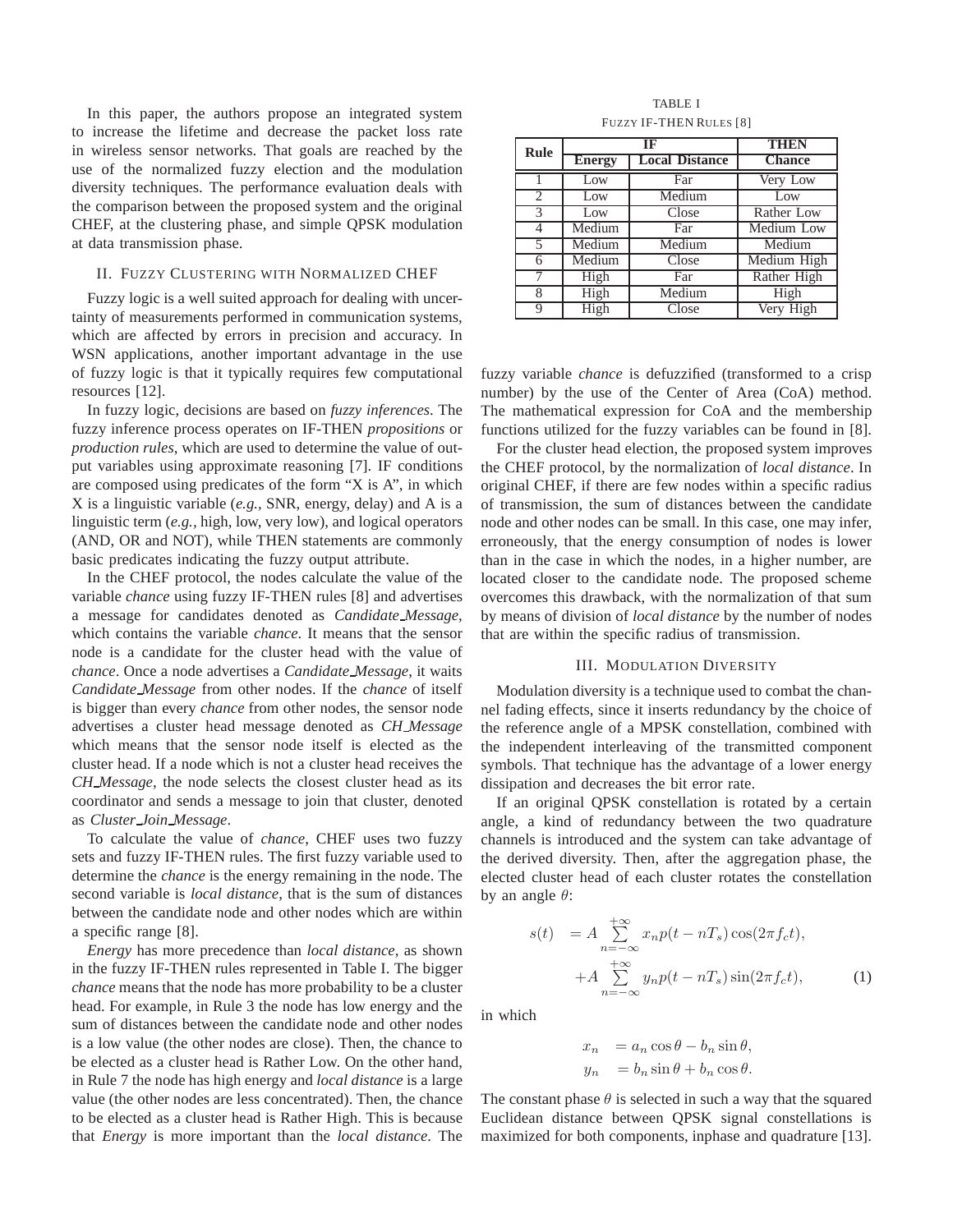In this paper, the authors propose an integrated system to increase the lifetime and decrease the packet loss rate in wireless sensor networks. That goals are reached by the use of the normalized fuzzy election and the modulation diversity techniques. The performance evaluation deals with the comparison between the proposed system and the original CHEF, at the clustering phase, and simple QPSK modulation at data transmission phase.

## II. Fuzzy Clustering with Normalized CHEF

Fuzzy logic is a well suited approach for dealing with uncertainty of measurements performed in communication systems, which are affected by errors in precision and accuracy. In WSN applications, another important advantage in the use of fuzzy logic is that it typically requires few computational resources [12].

In fuzzy logic, decisions are based on *fuzzy inferences*. The fuzzy inference process operates on IF-THEN *propositions* or *production rules*, which are used to determine the value of output variables using approximate reasoning [7]. IF conditions are composed using predicates of the form "X is A", in which X is a linguistic variable (*e.g.,* SNR, energy, delay) and A is a linguistic term (*e.g.,* high, low, very low), and logical operators (AND, OR and NOT), while THEN statements are commonly basic predicates indicating the fuzzy output attribute.

In the CHEF protocol, the nodes calculate the value of the variable *chance* using fuzzy IF-THEN rules [8] and advertises a message for candidates denoted as *Candidate_Message*, which contains the variable *chance*. It means that the sensor node is a candidate for the cluster head with the value of *chance*. Once a node advertises a *Candidate_Message*, it waits *Candidate_Message* from other nodes. If the *chance* of itself is bigger than every *chance* from other nodes, the sensor node advertises a cluster head message denoted as *CH_Message* which means that the sensor node itself is elected as the cluster head. If a node which is not a cluster head receives the *CH_Message*, the node selects the closest cluster head as its coordinator and sends a message to join that cluster, denoted as *Cluster_Join_Message*.

To calculate the value of *chance*, CHEF uses two fuzzy sets and fuzzy IF-THEN rules. The first fuzzy variable used to determine the *chance* is the energy remaining in the node. The second variable is *local distance*, that is the sum of distances between the candidate node and other nodes which are within a specific range [8].

*Energy* has more precedence than *local distance*, as shown in the fuzzy IF-THEN rules represented in Table I. The bigger *chance* means that the node has more probability to be a cluster head. For example, in Rule 3 the node has low energy and the sum of distances between the candidate node and other nodes is a low value (the other nodes are close). Then, the chance to be elected as a cluster head is Rather Low. On the other hand, in Rule 7 the node has high energy and *local distance* is a large value (the other nodes are less concentrated). Then, the chance to be elected as a cluster head is Rather High. This is because that *Energy* is more important than the *local distance*. The fuzzy variable *chance* is defuzzified (transformed to a crisp number) by the use of the Center of Area (CoA) method. The mathematical expression for CoA and the membership functions utilized for the fuzzy variables can be found in [8].

TABLE I
Fuzzy IF-THEN Rules [8]

| Rule | IF | | THEN |
|---|---|---|---|
| | **Energy** | **Local Distance** | **Chance** |
| 1 | Low | Far | Very Low |
| 2 | Low | Medium | Low |
| 3 | Low | Close | Rather Low |
| 4 | Medium | Far | Medium Low |
| 5 | Medium | Medium | Medium |
| 6 | Medium | Close | Medium High |
| 7 | High | Far | Rather High |
| 8 | High | Medium | High |
| 9 | High | Close | Very High |

For the cluster head election, the proposed system improves the CHEF protocol, by the normalization of *local distance*. In original CHEF, if there are few nodes within a specific radius of transmission, the sum of distances between the candidate node and other nodes can be small. In this case, one may infer, erroneously, that the energy consumption of nodes is lower than in the case in which the nodes, in a higher number, are located closer to the candidate node. The proposed scheme overcomes this drawback, with the normalization of that sum by means of division of *local distance* by the number of nodes that are within the specific radius of transmission.

## III. Modulation Diversity

Modulation diversity is a technique used to combat the channel fading effects, since it inserts redundancy by the choice of the reference angle of a MPSK constellation, combined with the independent interleaving of the transmitted component symbols. That technique has the advantage of a lower energy dissipation and decreases the bit error rate.

If an original QPSK constellation is rotated by a certain angle, a kind of redundancy between the two quadrature channels is introduced and the system can take advantage of the derived diversity. Then, after the aggregation phase, the elected cluster head of each cluster rotates the constellation by an angle $\theta$:

$$
\begin{aligned}
s(t) &= A \sum_{n=-\infty}^{+\infty} x_n p(t - nT_s) \cos(2\pi f_c t), \\
&+ A \sum_{n=-\infty}^{+\infty} y_n p(t - nT_s) \sin(2\pi f_c t),
\end{aligned} \tag{1}
$$

in which

$$
\begin{aligned}
x_n &= a_n \cos\theta - b_n \sin\theta, \\
y_n &= b_n \sin\theta + b_n \cos\theta.
\end{aligned}
$$

The constant phase $\theta$ is selected in such a way that the squared Euclidean distance between QPSK signal constellations is maximized for both components, inphase and quadrature [13].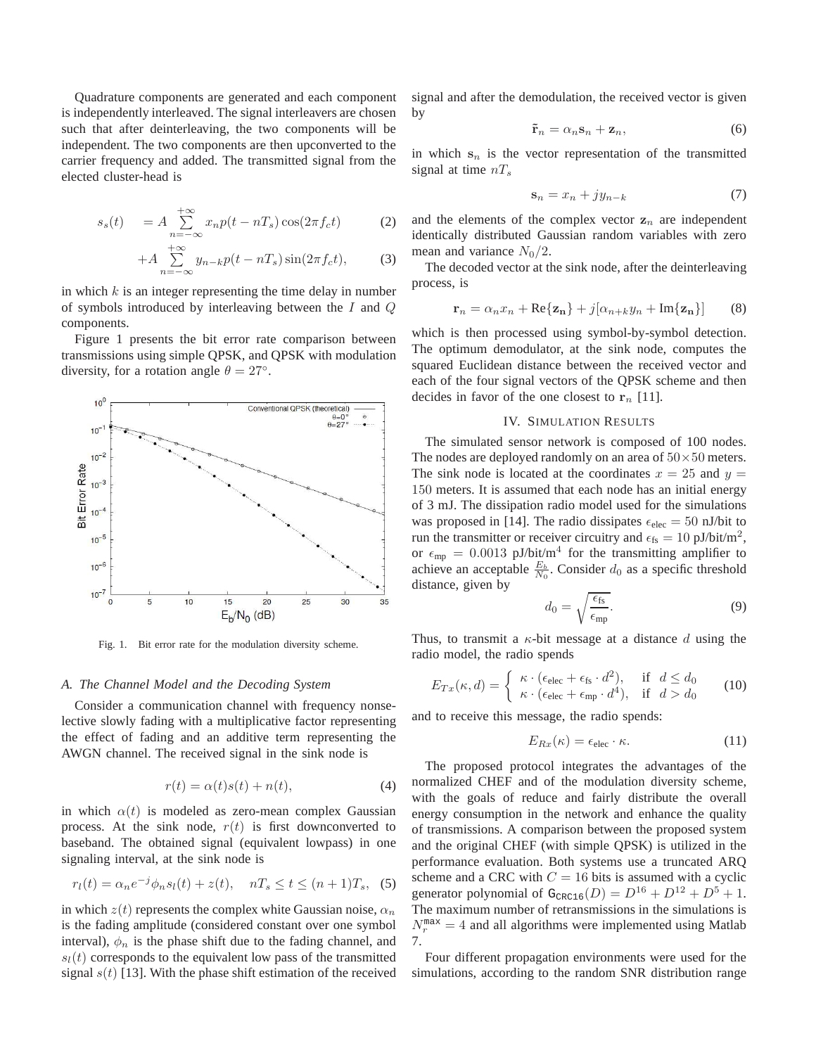Quadrature components are generated and each component is independently interleaved. The signal interleavers are chosen such that after deinterleaving, the two components will be independent. The two components are then upconverted to the carrier frequency and added. The transmitted signal from the elected cluster-head is

$$s_s(t) = A \sum_{n=-\infty}^{+\infty} x_n p(t - nT_s)\cos(2\pi f_c t) \quad (2)$$

$$+A \sum_{n=-\infty}^{+\infty} y_{n-k} p(t - nT_s)\sin(2\pi f_c t), \quad (3)$$

in which $k$ is an integer representing the time delay in number of symbols introduced by interleaving between the $I$ and $Q$ components.

Figure 1 presents the bit error rate comparison between transmissions using simple QPSK, and QPSK with modulation diversity, for a rotation angle $\theta = 27°$.

Fig. 1. Bit error rate for the modulation diversity scheme.

### A. The Channel Model and the Decoding System

Consider a communication channel with frequency nonselective slowly fading with a multiplicative factor representing the effect of fading and an additive term representing the AWGN channel. The received signal in the sink node is

$$r(t) = \alpha(t)s(t) + n(t), \quad (4)$$

in which $\alpha(t)$ is modeled as zero-mean complex Gaussian process. At the sink node, $r(t)$ is first downconverted to baseband. The obtained signal (equivalent lowpass) in one signaling interval, at the sink node is

$$r_l(t) = \alpha_n e^{-j}\phi_n s_l(t) + z(t), \quad nT_s \leq t \leq (n+1)T_s, \quad (5)$$

in which $z(t)$ represents the complex white Gaussian noise, $\alpha_n$ is the fading amplitude (considered constant over one symbol interval), $\phi_n$ is the phase shift due to the fading channel, and $s_l(t)$ corresponds to the equivalent low pass of the transmitted signal $s(t)$ [13]. With the phase shift estimation of the received signal and after the demodulation, the received vector is given by

$$\tilde{\mathbf{r}}_n = \alpha_n \mathbf{s}_n + \mathbf{z}_n, \quad (6)$$

in which $\mathbf{s}_n$ is the vector representation of the transmitted signal at time $nT_s$

$$\mathbf{s}_n = x_n + jy_{n-k} \quad (7)$$

and the elements of the complex vector $\mathbf{z}_n$ are independent identically distributed Gaussian random variables with zero mean and variance $N_0/2$.

The decoded vector at the sink node, after the deinterleaving process, is

$$\mathbf{r}_n = \alpha_n x_n + \text{Re}\{\mathbf{z_n}\} + j[\alpha_{n+k} y_n + \text{Im}\{\mathbf{z_n}\}] \quad (8)$$

which is then processed using symbol-by-symbol detection. The optimum demodulator, at the sink node, computes the squared Euclidean distance between the received vector and each of the four signal vectors of the QPSK scheme and then decides in favor of the one closest to $\mathbf{r}_n$ [11].

## IV. Simulation Results

The simulated sensor network is composed of 100 nodes. The nodes are deployed randomly on an area of $50 \times 50$ meters. The sink node is located at the coordinates $x = 25$ and $y = 150$ meters. It is assumed that each node has an initial energy of 3 mJ. The dissipation radio model used for the simulations was proposed in [14]. The radio dissipates $\epsilon_{\text{elec}} = 50$ nJ/bit to run the transmitter or receiver circuitry and $\epsilon_{\text{fs}} = 10$ pJ/bit/m$^2$, or $\epsilon_{\text{mp}} = 0.0013$ pJ/bit/m$^4$ for the transmitting amplifier to achieve an acceptable $\frac{E_b}{N_0}$. Consider $d_0$ as a specific threshold distance, given by

$$d_0 = \sqrt{\frac{\epsilon_{\text{fs}}}{\epsilon_{\text{mp}}}}. \quad (9)$$

Thus, to transmit a $\kappa$-bit message at a distance $d$ using the radio model, the radio spends

$$E_{Tx}(\kappa, d) = \begin{cases} \kappa \cdot (\epsilon_{\text{elec}} + \epsilon_{\text{fs}} \cdot d^2), & \text{if } d \leq d_0 \\ \kappa \cdot (\epsilon_{\text{elec}} + \epsilon_{\text{mp}} \cdot d^4), & \text{if } d > d_0 \end{cases} \quad (10)$$

and to receive this message, the radio spends:

$$E_{Rx}(\kappa) = \epsilon_{\text{elec}} \cdot \kappa. \quad (11)$$

The proposed protocol integrates the advantages of the normalized CHEF and of the modulation diversity scheme, with the goals of reduce and fairly distribute the overall energy consumption in the network and enhance the quality of transmissions. A comparison between the proposed system and the original CHEF (with simple QPSK) is utilized in the performance evaluation. Both systems use a truncated ARQ scheme and a CRC with $C = 16$ bits is assumed with a cyclic generator polynomial of $\mathsf{G}_{\mathsf{CRC16}}(D) = D^{16} + D^{12} + D^5 + 1$. The maximum number of retransmissions in the simulations is $N_r^{\mathsf{max}} = 4$ and all algorithms were implemented using Matlab 7.

Four different propagation environments were used for the simulations, according to the random SNR distribution range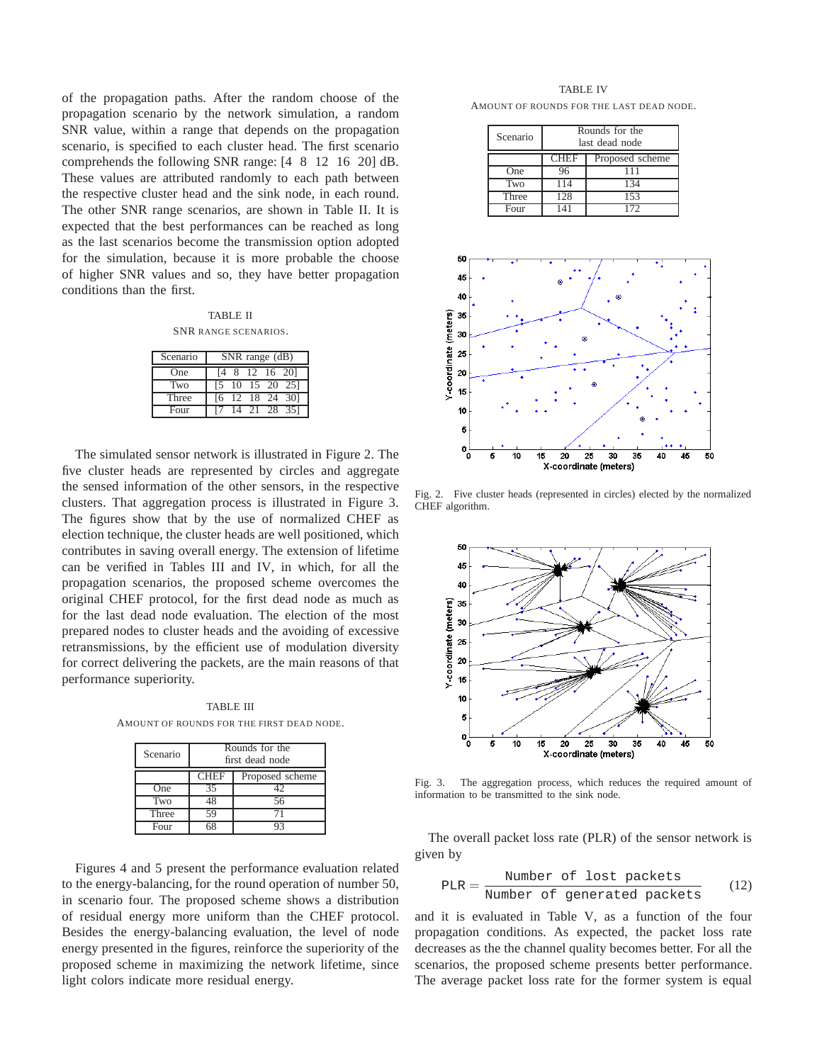of the propagation paths. After the random choose of the propagation scenario by the network simulation, a random SNR value, within a range that depends on the propagation scenario, is specified to each cluster head. The first scenario comprehends the following SNR range: [4 8 12 16 20] dB. These values are attributed randomly to each path between the respective cluster head and the sink node, in each round. The other SNR range scenarios, are shown in Table II. It is expected that the best performances can be reached as long as the last scenarios become the transmission option adopted for the simulation, because it is more probable the choose of higher SNR values and so, they have better propagation conditions than the first.

TABLE II
SNR RANGE SCENARIOS.

| Scenario | SNR range (dB) |
|---|---|
| One | [4 8 12 16 20] |
| Two | [5 10 15 20 25] |
| Three | [6 12 18 24 30] |
| Four | [7 14 21 28 35] |

The simulated sensor network is illustrated in Figure 2. The five cluster heads are represented by circles and aggregate the sensed information of the other sensors, in the respective clusters. That aggregation process is illustrated in Figure 3. The figures show that by the use of normalized CHEF as election technique, the cluster heads are well positioned, which contributes in saving overall energy. The extension of lifetime can be verified in Tables III and IV, in which, for all the propagation scenarios, the proposed scheme overcomes the original CHEF protocol, for the first dead node as much as for the last dead node evaluation. The election of the most prepared nodes to cluster heads and the avoiding of excessive retransmissions, by the efficient use of modulation diversity for correct delivering the packets, are the main reasons of that performance superiority.

TABLE III
AMOUNT OF ROUNDS FOR THE FIRST DEAD NODE.

| Scenario | Rounds for the first dead node | |
|---|---|---|
| | CHEF | Proposed scheme |
| One | 35 | 42 |
| Two | 48 | 56 |
| Three | 59 | 71 |
| Four | 68 | 93 |

Figures 4 and 5 present the performance evaluation related to the energy-balancing, for the round operation of number 50, in scenario four. The proposed scheme shows a distribution of residual energy more uniform than the CHEF protocol. Besides the energy-balancing evaluation, the level of node energy presented in the figures, reinforce the superiority of the proposed scheme in maximizing the network lifetime, since light colors indicate more residual energy.

TABLE IV
AMOUNT OF ROUNDS FOR THE LAST DEAD NODE.

| Scenario | Rounds for the last dead node | |
|---|---|---|
| | CHEF | Proposed scheme |
| One | 96 | 111 |
| Two | 114 | 134 |
| Three | 128 | 153 |
| Four | 141 | 172 |

Fig. 2. Five cluster heads (represented in circles) elected by the normalized CHEF algorithm.

Fig. 3. The aggregation process, which reduces the required amount of information to be transmitted to the sink node.

The overall packet loss rate (PLR) of the sensor network is given by

$$\mathtt{PLR} = \frac{\mathtt{Number\ of\ lost\ packets}}{\mathtt{Number\ of\ generated\ packets}} \tag{12}$$

and it is evaluated in Table V, as a function of the four propagation conditions. As expected, the packet loss rate decreases as the the channel quality becomes better. For all the scenarios, the proposed scheme presents better performance. The average packet loss rate for the former system is equal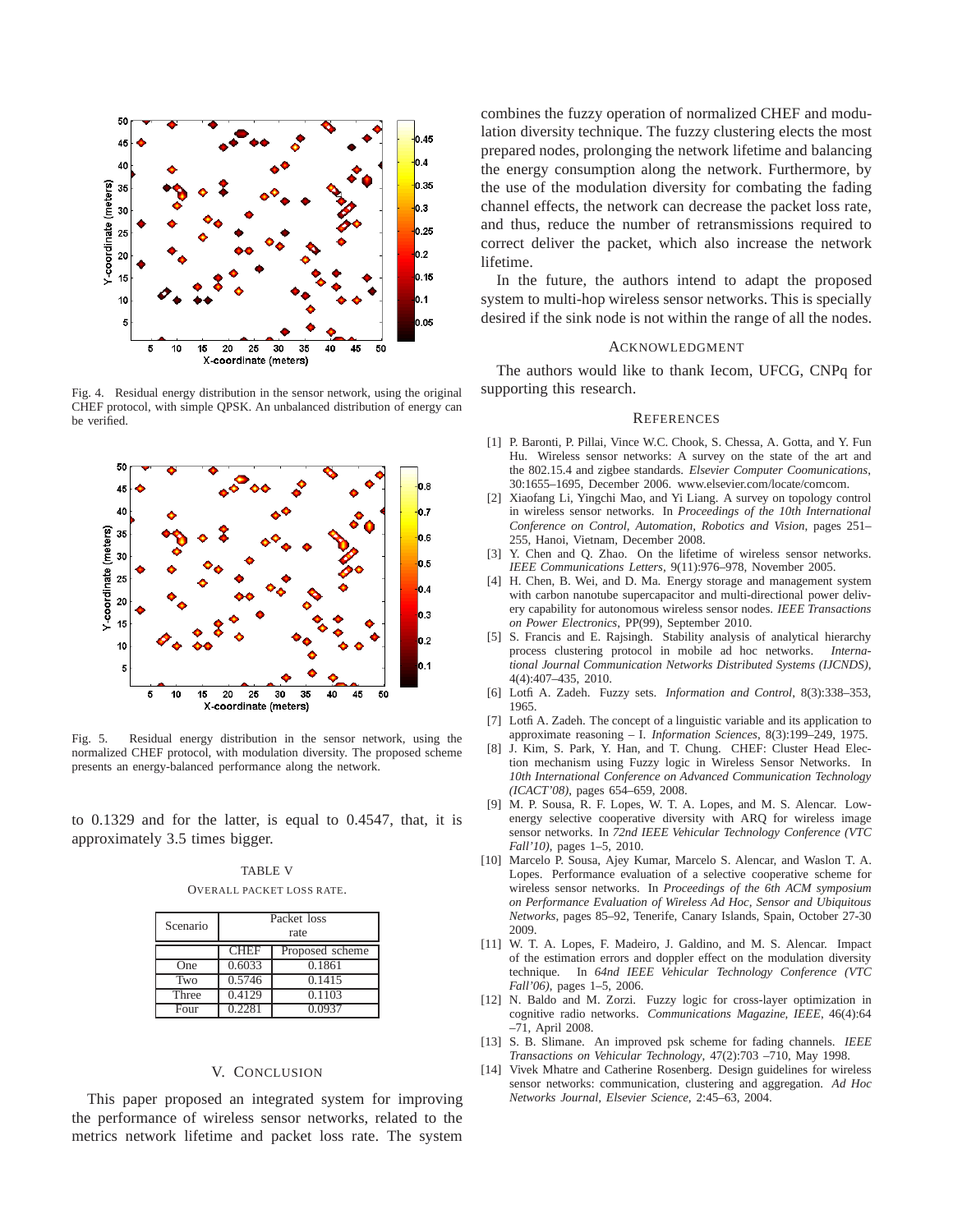50
45
40
35
30
25
20
15
10
5

Y-coordinate (meters)

5 10 15 20 25 30 35 40 45 50

X-coordinate (meters)

0.45
0.4
0.35
0.3
0.25
0.2
0.15
0.1
0.05

Fig. 4. Residual energy distribution in the sensor network, using the original CHEF protocol, with simple QPSK. An unbalanced distribution of energy can be verified.

50
45
40
35
30
25
20
15
10
5

Y-coordinate (meters)

5 10 15 20 25 30 35 40 45 50

X-coordinate (meters)

0.8
0.7
0.6
0.5
0.4
0.3
0.2
0.1

Fig. 5. Residual energy distribution in the sensor network, using the normalized CHEF protocol, with modulation diversity. The proposed scheme presents an energy-balanced performance along the network.

to 0.1329 and for the latter, is equal to 0.4547, that, it is approximately 3.5 times bigger.

TABLE V

OVERALL PACKET LOSS RATE.

| Scenario | Packet loss rate | |
|---|---|---|
| | CHEF | Proposed scheme |
| One | 0.6033 | 0.1861 |
| Two | 0.5746 | 0.1415 |
| Three | 0.4129 | 0.1103 |
| Four | 0.2281 | 0.0937 |

## V. CONCLUSION

This paper proposed an integrated system for improving the performance of wireless sensor networks, related to the metrics network lifetime and packet loss rate. The system combines the fuzzy operation of normalized CHEF and modulation diversity technique. The fuzzy clustering elects the most prepared nodes, prolonging the network lifetime and balancing the energy consumption along the network. Furthermore, by the use of the modulation diversity for combating the fading channel effects, the network can decrease the packet loss rate, and thus, reduce the number of retransmissions required to correct deliver the packet, which also increase the network lifetime.

In the future, the authors intend to adapt the proposed system to multi-hop wireless sensor networks. This is specially desired if the sink node is not within the range of all the nodes.

## ACKNOWLEDGMENT

The authors would like to thank Iecom, UFCG, CNPq for supporting this research.

## REFERENCES

[1] P. Baronti, P. Pillai, Vince W.C. Chook, S. Chessa, A. Gotta, and Y. Fun Hu. Wireless sensor networks: A survey on the state of the art and the 802.15.4 and zigbee standards. *Elsevier Computer Coomunications*, 30:1655–1695, December 2006. www.elsevier.com/locate/comcom.

[2] Xiaofang Li, Yingchi Mao, and Yi Liang. A survey on topology control in wireless sensor networks. In *Proceedings of the 10th International Conference on Control, Automation, Robotics and Vision*, pages 251–255, Hanoi, Vietnam, December 2008.

[3] Y. Chen and Q. Zhao. On the lifetime of wireless sensor networks. *IEEE Communications Letters*, 9(11):976–978, November 2005.

[4] H. Chen, B. Wei, and D. Ma. Energy storage and management system with carbon nanotube supercapacitor and multi-directional power delivery capability for autonomous wireless sensor nodes. *IEEE Transactions on Power Electronics*, PP(99), September 2010.

[5] S. Francis and E. Rajsingh. Stability analysis of analytical hierarchy process clustering protocol in mobile ad hoc networks. *International Journal Communication Networks Distributed Systems (IJCNDS)*, 4(4):407–435, 2010.

[6] Lotfi A. Zadeh. Fuzzy sets. *Information and Control*, 8(3):338–353, 1965.

[7] Lotfi A. Zadeh. The concept of a linguistic variable and its application to approximate reasoning – I. *Information Sciences*, 8(3):199–249, 1975.

[8] J. Kim, S. Park, Y. Han, and T. Chung. CHEF: Cluster Head Election mechanism using Fuzzy logic in Wireless Sensor Networks. In *10th International Conference on Advanced Communication Technology (ICACT'08)*, pages 654–659, 2008.

[9] M. P. Sousa, R. F. Lopes, W. T. A. Lopes, and M. S. Alencar. Low-energy selective cooperative diversity with ARQ for wireless image sensor networks. In *72nd IEEE Vehicular Technology Conference (VTC Fall'10)*, pages 1–5, 2010.

[10] Marcelo P. Sousa, Ajey Kumar, Marcelo S. Alencar, and Waslon T. A. Lopes. Performance evaluation of a selective cooperative scheme for wireless sensor networks. In *Proceedings of the 6th ACM symposium on Performance Evaluation of Wireless Ad Hoc, Sensor and Ubiquitous Networks*, pages 85–92, Tenerife, Canary Islands, Spain, October 27-30 2009.

[11] W. T. A. Lopes, F. Madeiro, J. Galdino, and M. S. Alencar. Impact of the estimation errors and doppler effect on the modulation diversity technique. In *64nd IEEE Vehicular Technology Conference (VTC Fall'06)*, pages 1–5, 2006.

[12] N. Baldo and M. Zorzi. Fuzzy logic for cross-layer optimization in cognitive radio networks. *Communications Magazine, IEEE*, 46(4):64 –71, April 2008.

[13] S. B. Slimane. An improved psk scheme for fading channels. *IEEE Transactions on Vehicular Technology*, 47(2):703 –710, May 1998.

[14] Vivek Mhatre and Catherine Rosenberg. Design guidelines for wireless sensor networks: communication, clustering and aggregation. *Ad Hoc Networks Journal, Elsevier Science*, 2:45–63, 2004.